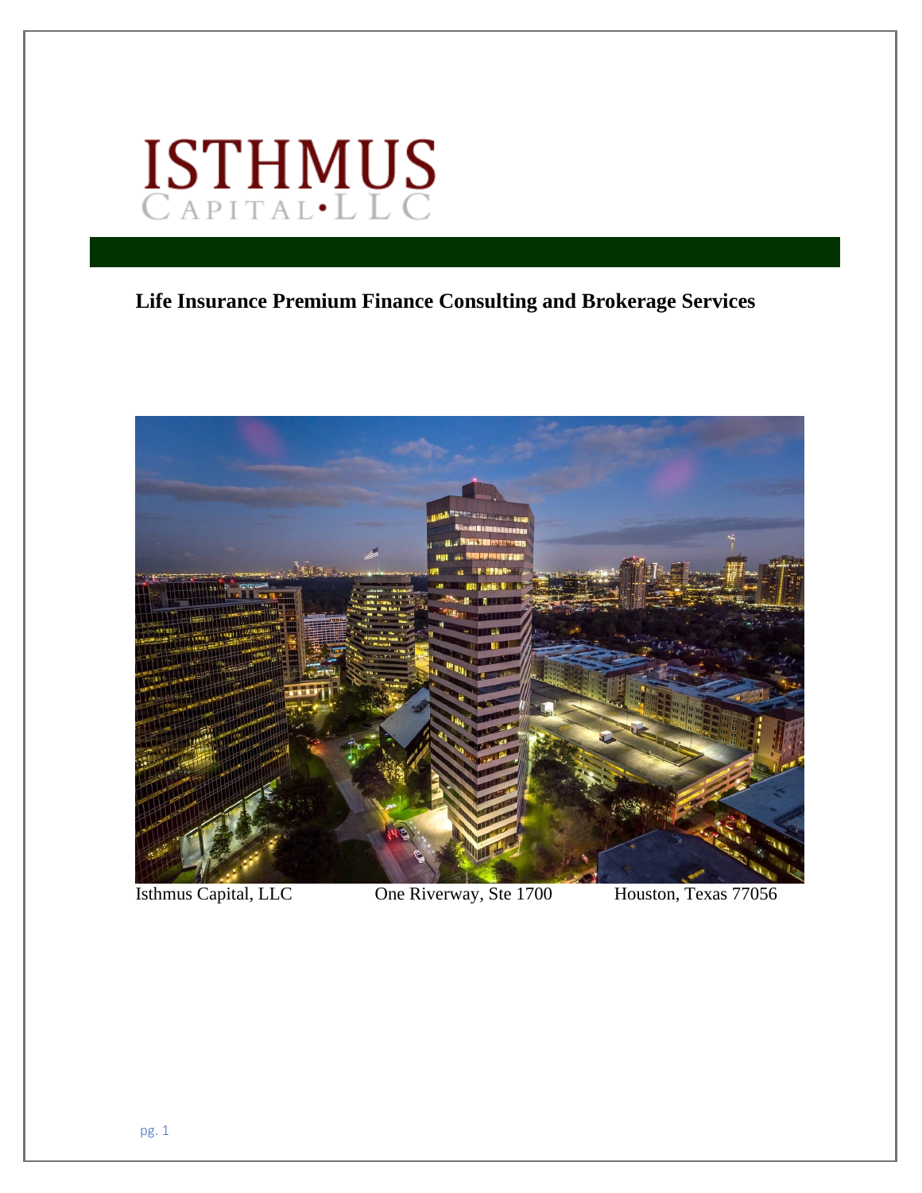# ISTHMUS

CAPITAL•LLC

**Life Insurance Premium Finance Consulting and Brokerage Services**

Isthmus Capital, LLC One Riverway, Ste 1700 Houston, Texas 77056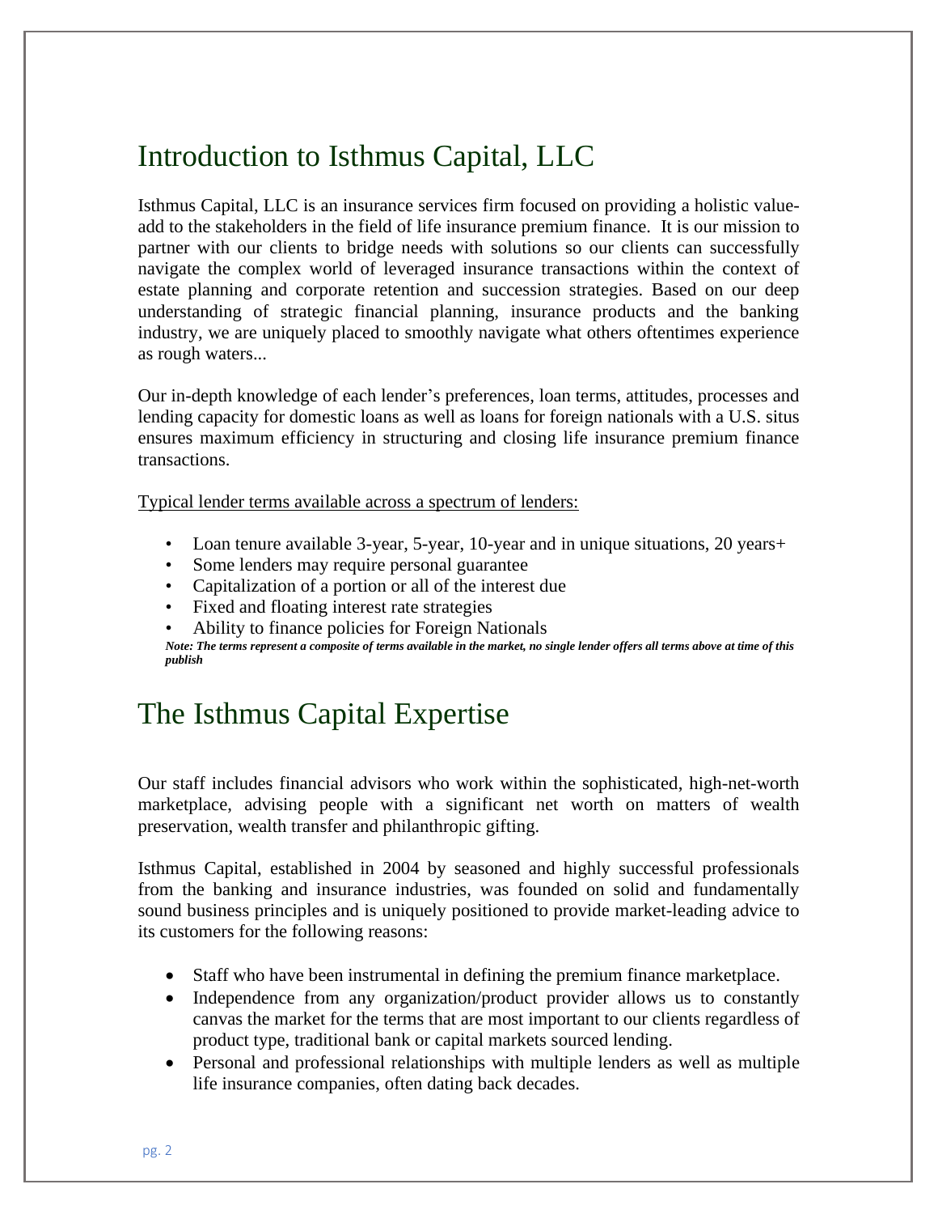# Introduction to Isthmus Capital, LLC

Isthmus Capital, LLC is an insurance services firm focused on providing a holistic value-add to the stakeholders in the field of life insurance premium finance. It is our mission to partner with our clients to bridge needs with solutions so our clients can successfully navigate the complex world of leveraged insurance transactions within the context of estate planning and corporate retention and succession strategies. Based on our deep understanding of strategic financial planning, insurance products and the banking industry, we are uniquely placed to smoothly navigate what others oftentimes experience as rough waters...

Our in-depth knowledge of each lender's preferences, loan terms, attitudes, processes and lending capacity for domestic loans as well as loans for foreign nationals with a U.S. situs ensures maximum efficiency in structuring and closing life insurance premium finance transactions.

<u>Typical lender terms available across a spectrum of lenders:</u>

- Loan tenure available 3-year, 5-year, 10-year and in unique situations, 20 years+
- Some lenders may require personal guarantee
- Capitalization of a portion or all of the interest due
- Fixed and floating interest rate strategies
- Ability to finance policies for Foreign Nationals

***Note: The terms represent a composite of terms available in the market, no single lender offers all terms above at time of this publish***

# The Isthmus Capital Expertise

Our staff includes financial advisors who work within the sophisticated, high-net-worth marketplace, advising people with a significant net worth on matters of wealth preservation, wealth transfer and philanthropic gifting.

Isthmus Capital, established in 2004 by seasoned and highly successful professionals from the banking and insurance industries, was founded on solid and fundamentally sound business principles and is uniquely positioned to provide market-leading advice to its customers for the following reasons:

- Staff who have been instrumental in defining the premium finance marketplace.
- Independence from any organization/product provider allows us to constantly canvas the market for the terms that are most important to our clients regardless of product type, traditional bank or capital markets sourced lending.
- Personal and professional relationships with multiple lenders as well as multiple life insurance companies, often dating back decades.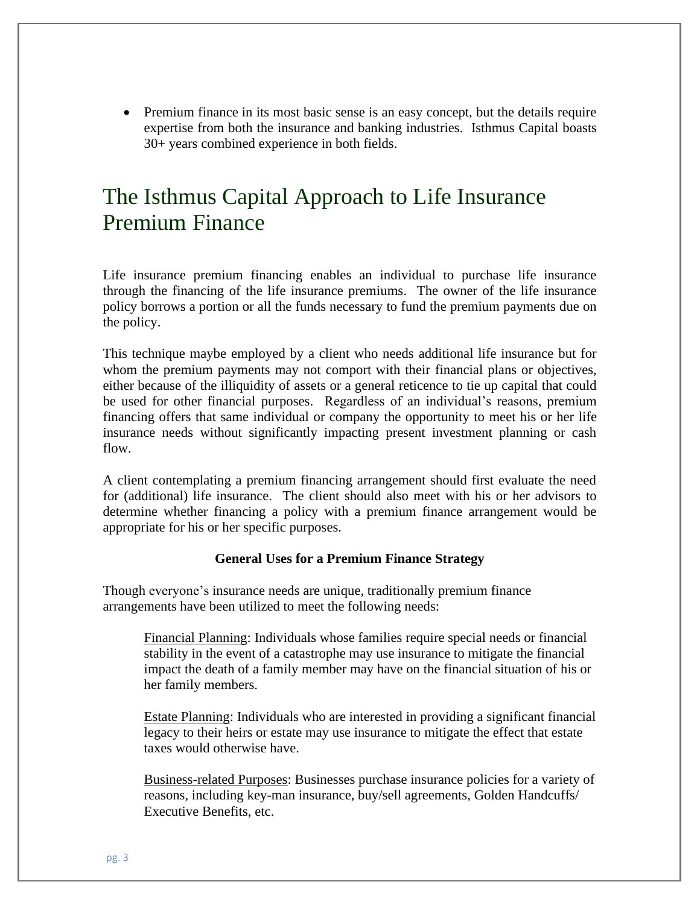- Premium finance in its most basic sense is an easy concept, but the details require expertise from both the insurance and banking industries. Isthmus Capital boasts 30+ years combined experience in both fields.

# The Isthmus Capital Approach to Life Insurance Premium Finance

Life insurance premium financing enables an individual to purchase life insurance through the financing of the life insurance premiums. The owner of the life insurance policy borrows a portion or all the funds necessary to fund the premium payments due on the policy.

This technique maybe employed by a client who needs additional life insurance but for whom the premium payments may not comport with their financial plans or objectives, either because of the illiquidity of assets or a general reticence to tie up capital that could be used for other financial purposes. Regardless of an individual's reasons, premium financing offers that same individual or company the opportunity to meet his or her life insurance needs without significantly impacting present investment planning or cash flow.

A client contemplating a premium financing arrangement should first evaluate the need for (additional) life insurance. The client should also meet with his or her advisors to determine whether financing a policy with a premium finance arrangement would be appropriate for his or her specific purposes.

**General Uses for a Premium Finance Strategy**

Though everyone's insurance needs are unique, traditionally premium finance arrangements have been utilized to meet the following needs:

> Financial Planning: Individuals whose families require special needs or financial stability in the event of a catastrophe may use insurance to mitigate the financial impact the death of a family member may have on the financial situation of his or her family members.
>
> Estate Planning: Individuals who are interested in providing a significant financial legacy to their heirs or estate may use insurance to mitigate the effect that estate taxes would otherwise have.
>
> Business-related Purposes: Businesses purchase insurance policies for a variety of reasons, including key-man insurance, buy/sell agreements, Golden Handcuffs/ Executive Benefits, etc.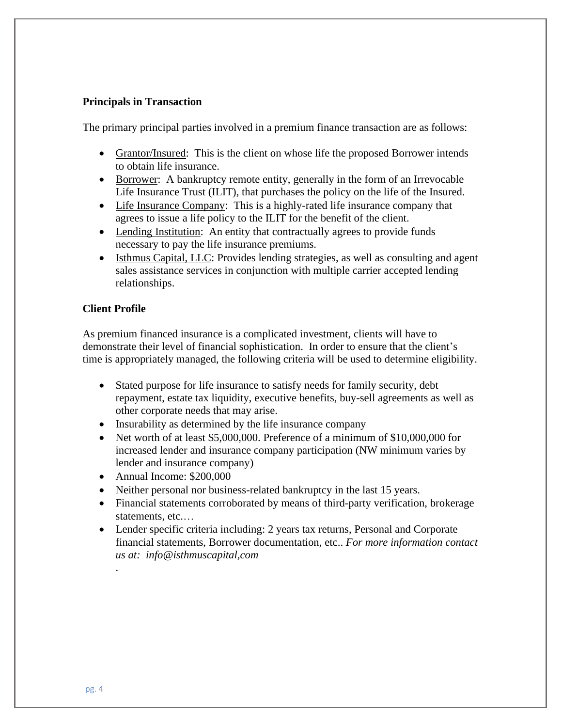**Principals in Transaction**

The primary principal parties involved in a premium finance transaction are as follows:

- Grantor/Insured: This is the client on whose life the proposed Borrower intends to obtain life insurance.
- Borrower: A bankruptcy remote entity, generally in the form of an Irrevocable Life Insurance Trust (ILIT), that purchases the policy on the life of the Insured.
- Life Insurance Company: This is a highly-rated life insurance company that agrees to issue a life policy to the ILIT for the benefit of the client.
- Lending Institution: An entity that contractually agrees to provide funds necessary to pay the life insurance premiums.
- Isthmus Capital, LLC: Provides lending strategies, as well as consulting and agent sales assistance services in conjunction with multiple carrier accepted lending relationships.

**Client Profile**

As premium financed insurance is a complicated investment, clients will have to demonstrate their level of financial sophistication. In order to ensure that the client's time is appropriately managed, the following criteria will be used to determine eligibility.

- Stated purpose for life insurance to satisfy needs for family security, debt repayment, estate tax liquidity, executive benefits, buy-sell agreements as well as other corporate needs that may arise.
- Insurability as determined by the life insurance company
- Net worth of at least $5,000,000. Preference of a minimum of $10,000,000 for increased lender and insurance company participation (NW minimum varies by lender and insurance company)
- Annual Income: $200,000
- Neither personal nor business-related bankruptcy in the last 15 years.
- Financial statements corroborated by means of third-party verification, brokerage statements, etc.…
- Lender specific criteria including: 2 years tax returns, Personal and Corporate financial statements, Borrower documentation, etc.. *For more information contact us at: info@isthmuscapital,com*

  .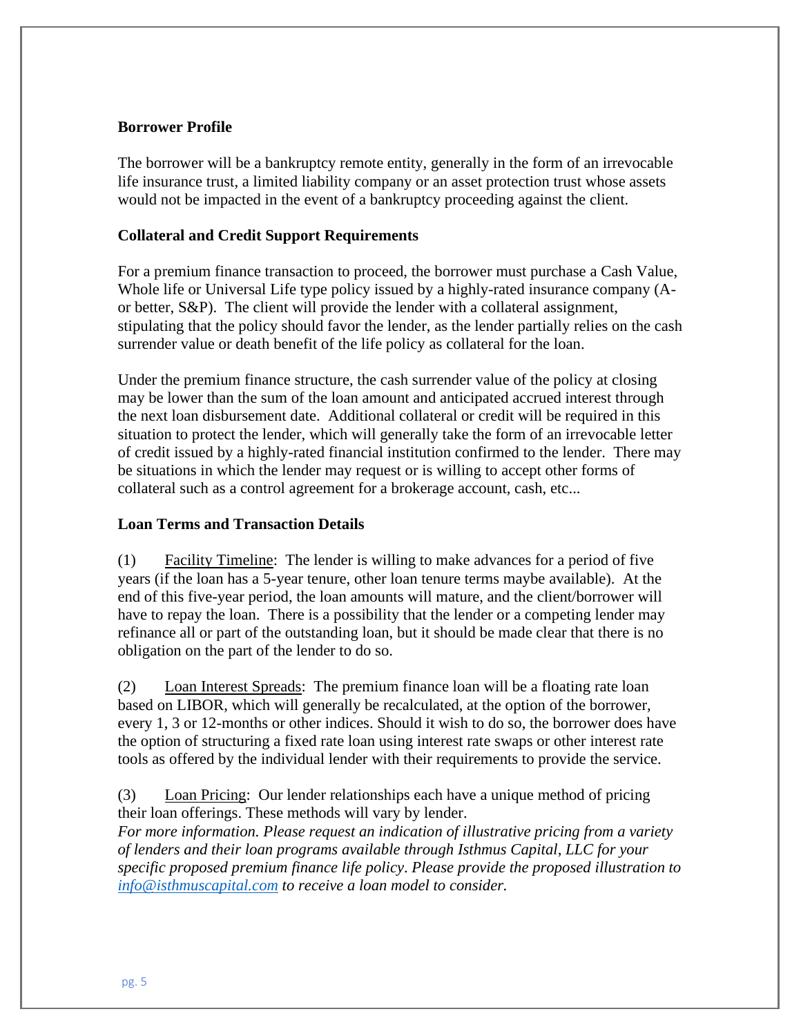**Borrower Profile**

The borrower will be a bankruptcy remote entity, generally in the form of an irrevocable life insurance trust, a limited liability company or an asset protection trust whose assets would not be impacted in the event of a bankruptcy proceeding against the client.

**Collateral and Credit Support Requirements**

For a premium finance transaction to proceed, the borrower must purchase a Cash Value, Whole life or Universal Life type policy issued by a highly-rated insurance company (A- or better, S&P). The client will provide the lender with a collateral assignment, stipulating that the policy should favor the lender, as the lender partially relies on the cash surrender value or death benefit of the life policy as collateral for the loan.

Under the premium finance structure, the cash surrender value of the policy at closing may be lower than the sum of the loan amount and anticipated accrued interest through the next loan disbursement date. Additional collateral or credit will be required in this situation to protect the lender, which will generally take the form of an irrevocable letter of credit issued by a highly-rated financial institution confirmed to the lender. There may be situations in which the lender may request or is willing to accept other forms of collateral such as a control agreement for a brokerage account, cash, etc...

**Loan Terms and Transaction Details**

(1) Facility Timeline: The lender is willing to make advances for a period of five years (if the loan has a 5-year tenure, other loan tenure terms maybe available). At the end of this five-year period, the loan amounts will mature, and the client/borrower will have to repay the loan. There is a possibility that the lender or a competing lender may refinance all or part of the outstanding loan, but it should be made clear that there is no obligation on the part of the lender to do so.

(2) Loan Interest Spreads: The premium finance loan will be a floating rate loan based on LIBOR, which will generally be recalculated, at the option of the borrower, every 1, 3 or 12-months or other indices. Should it wish to do so, the borrower does have the option of structuring a fixed rate loan using interest rate swaps or other interest rate tools as offered by the individual lender with their requirements to provide the service.

(3) Loan Pricing: Our lender relationships each have a unique method of pricing their loan offerings. These methods will vary by lender.
*For more information. Please request an indication of illustrative pricing from a variety of lenders and their loan programs available through Isthmus Capital, LLC for your specific proposed premium finance life policy. Please provide the proposed illustration to info@isthmuscapital.com to receive a loan model to consider.*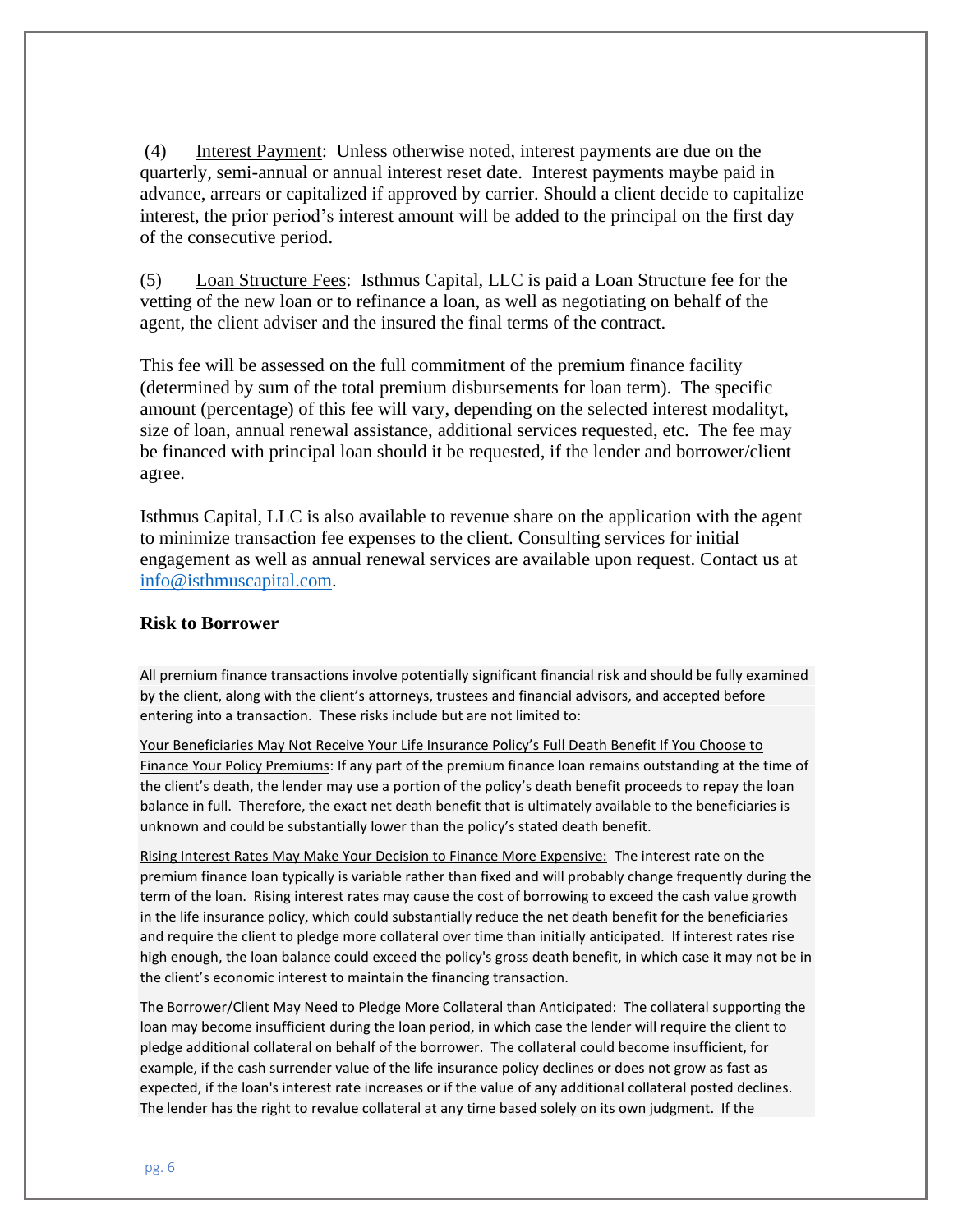(4) Interest Payment: Unless otherwise noted, interest payments are due on the quarterly, semi-annual or annual interest reset date. Interest payments maybe paid in advance, arrears or capitalized if approved by carrier. Should a client decide to capitalize interest, the prior period's interest amount will be added to the principal on the first day of the consecutive period.

(5) Loan Structure Fees: Isthmus Capital, LLC is paid a Loan Structure fee for the vetting of the new loan or to refinance a loan, as well as negotiating on behalf of the agent, the client adviser and the insured the final terms of the contract.

This fee will be assessed on the full commitment of the premium finance facility (determined by sum of the total premium disbursements for loan term). The specific amount (percentage) of this fee will vary, depending on the selected interest modalityt, size of loan, annual renewal assistance, additional services requested, etc. The fee may be financed with principal loan should it be requested, if the lender and borrower/client agree.

Isthmus Capital, LLC is also available to revenue share on the application with the agent to minimize transaction fee expenses to the client. Consulting services for initial engagement as well as annual renewal services are available upon request. Contact us at info@isthmuscapital.com.

**Risk to Borrower**

All premium finance transactions involve potentially significant financial risk and should be fully examined by the client, along with the client's attorneys, trustees and financial advisors, and accepted before entering into a transaction. These risks include but are not limited to:

Your Beneficiaries May Not Receive Your Life Insurance Policy's Full Death Benefit If You Choose to Finance Your Policy Premiums: If any part of the premium finance loan remains outstanding at the time of the client's death, the lender may use a portion of the policy's death benefit proceeds to repay the loan balance in full. Therefore, the exact net death benefit that is ultimately available to the beneficiaries is unknown and could be substantially lower than the policy's stated death benefit.

Rising Interest Rates May Make Your Decision to Finance More Expensive: The interest rate on the premium finance loan typically is variable rather than fixed and will probably change frequently during the term of the loan. Rising interest rates may cause the cost of borrowing to exceed the cash value growth in the life insurance policy, which could substantially reduce the net death benefit for the beneficiaries and require the client to pledge more collateral over time than initially anticipated. If interest rates rise high enough, the loan balance could exceed the policy's gross death benefit, in which case it may not be in the client's economic interest to maintain the financing transaction.

The Borrower/Client May Need to Pledge More Collateral than Anticipated: The collateral supporting the loan may become insufficient during the loan period, in which case the lender will require the client to pledge additional collateral on behalf of the borrower. The collateral could become insufficient, for example, if the cash surrender value of the life insurance policy declines or does not grow as fast as expected, if the loan's interest rate increases or if the value of any additional collateral posted declines. The lender has the right to revalue collateral at any time based solely on its own judgment. If the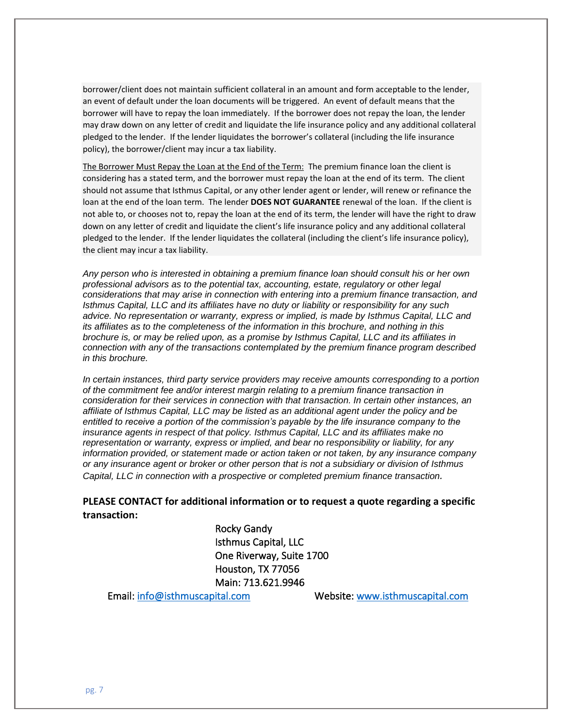borrower/client does not maintain sufficient collateral in an amount and form acceptable to the lender, an event of default under the loan documents will be triggered. An event of default means that the borrower will have to repay the loan immediately. If the borrower does not repay the loan, the lender may draw down on any letter of credit and liquidate the life insurance policy and any additional collateral pledged to the lender. If the lender liquidates the borrower's collateral (including the life insurance policy), the borrower/client may incur a tax liability.

<u>The Borrower Must Repay the Loan at the End of the Term:</u> The premium finance loan the client is considering has a stated term, and the borrower must repay the loan at the end of its term. The client should not assume that Isthmus Capital, or any other lender agent or lender, will renew or refinance the loan at the end of the loan term. The lender **DOES NOT GUARANTEE** renewal of the loan. If the client is not able to, or chooses not to, repay the loan at the end of its term, the lender will have the right to draw down on any letter of credit and liquidate the client's life insurance policy and any additional collateral pledged to the lender. If the lender liquidates the collateral (including the client's life insurance policy), the client may incur a tax liability.

*Any person who is interested in obtaining a premium finance loan should consult his or her own professional advisors as to the potential tax, accounting, estate, regulatory or other legal considerations that may arise in connection with entering into a premium finance transaction, and Isthmus Capital, LLC and its affiliates have no duty or liability or responsibility for any such advice. No representation or warranty, express or implied, is made by Isthmus Capital, LLC and its affiliates as to the completeness of the information in this brochure, and nothing in this brochure is, or may be relied upon, as a promise by Isthmus Capital, LLC and its affiliates in connection with any of the transactions contemplated by the premium finance program described in this brochure.*

*In certain instances, third party service providers may receive amounts corresponding to a portion of the commitment fee and/or interest margin relating to a premium finance transaction in consideration for their services in connection with that transaction. In certain other instances, an affiliate of Isthmus Capital, LLC may be listed as an additional agent under the policy and be entitled to receive a portion of the commission's payable by the life insurance company to the insurance agents in respect of that policy. Isthmus Capital, LLC and its affiliates make no representation or warranty, express or implied, and bear no responsibility or liability, for any information provided, or statement made or action taken or not taken, by any insurance company or any insurance agent or broker or other person that is not a subsidiary or division of Isthmus Capital, LLC in connection with a prospective or completed premium finance transaction.*

**PLEASE CONTACT for additional information or to request a quote regarding a specific transaction:**

Rocky Gandy
Isthmus Capital, LLC
One Riverway, Suite 1700
Houston, TX 77056
Main: 713.621.9946

Email: info@isthmuscapital.com Website: www.isthmuscapital.com